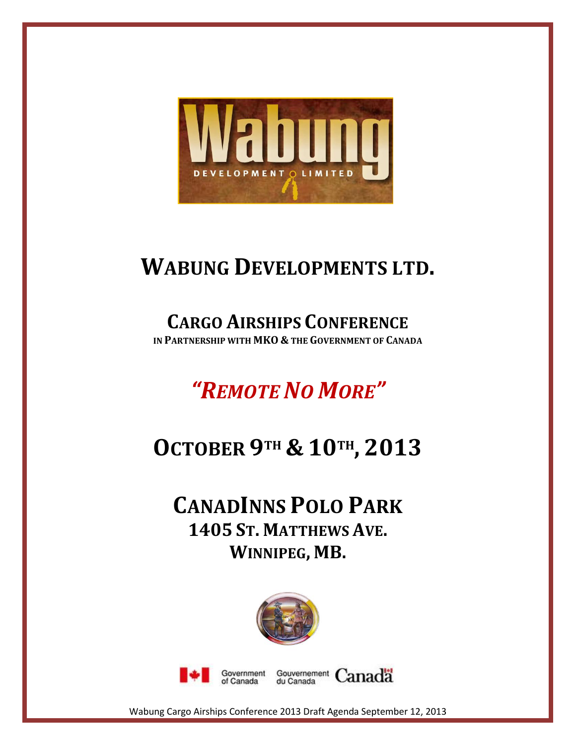# WABUNG DEVELOPMENTS LTD.

## CARGO AIRSHIPS CONFERENCE

IN PARTNERSHIP WITH MKO & THE GOVERNMENT OF CANADA

## *"REMOTE NO MORE"*

## OCTOBER 9TH & 10TH, 2013

## CANADINNS POLO PARK

**1405 ST. MATTHEWS AVE.**
**WINNIPEG, MB.**

Wabung Cargo Airships Conference 2013 Draft Agenda September 12, 2013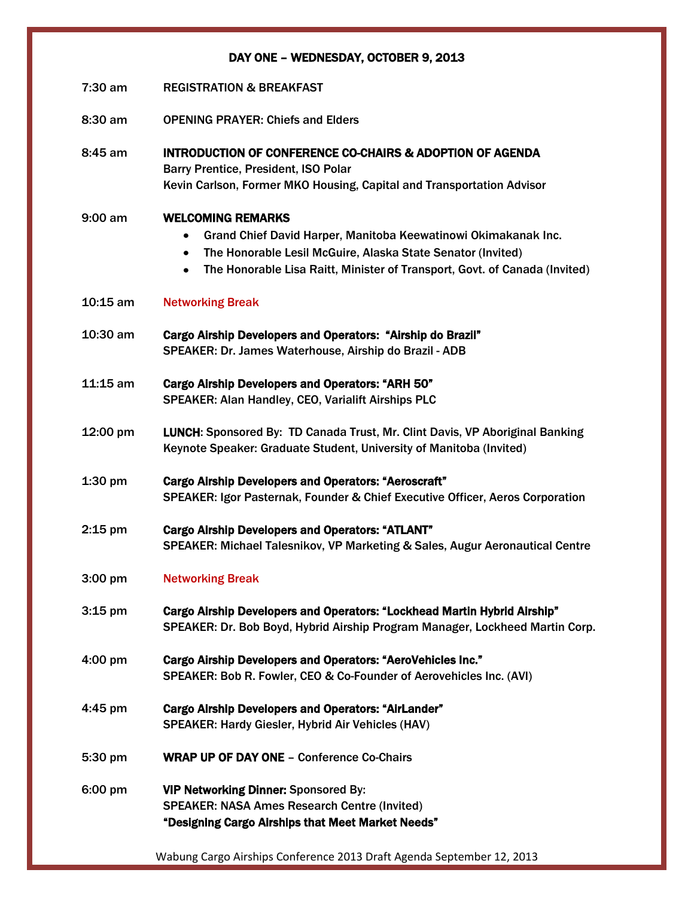## DAY ONE – WEDNESDAY, OCTOBER 9, 2013

| | |
|---|---|
| 7:30 am | REGISTRATION & BREAKFAST |
| 8:30 am | OPENING PRAYER: Chiefs and Elders |
| 8:45 am | **INTRODUCTION OF CONFERENCE CO-CHAIRS & ADOPTION OF AGENDA**<br>Barry Prentice, President, ISO Polar<br>Kevin Carlson, Former MKO Housing, Capital and Transportation Advisor |
| 9:00 am | **WELCOMING REMARKS**<br>• Grand Chief David Harper, Manitoba Keewatinowi Okimakanak Inc.<br>• The Honorable Lesil McGuire, Alaska State Senator (Invited)<br>• The Honorable Lisa Raitt, Minister of Transport, Govt. of Canada (Invited) |
| 10:15 am | Networking Break |
| 10:30 am | **Cargo Airship Developers and Operators: "Airship do Brazil"**<br>SPEAKER: Dr. James Waterhouse, Airship do Brazil - ADB |
| 11:15 am | **Cargo Airship Developers and Operators: "ARH 50"**<br>SPEAKER: Alan Handley, CEO, Varialift Airships PLC |
| 12:00 pm | **LUNCH**: Sponsored By: TD Canada Trust, Mr. Clint Davis, VP Aboriginal Banking<br>Keynote Speaker: Graduate Student, University of Manitoba (Invited) |
| 1:30 pm | **Cargo Airship Developers and Operators: "Aeroscraft"**<br>SPEAKER: Igor Pasternak, Founder & Chief Executive Officer, Aeros Corporation |
| 2:15 pm | **Cargo Airship Developers and Operators: "ATLANT"**<br>SPEAKER: Michael Talesnikov, VP Marketing & Sales, Augur Aeronautical Centre |
| 3:00 pm | Networking Break |
| 3:15 pm | **Cargo Airship Developers and Operators: "Lockhead Martin Hybrid Airship"**<br>SPEAKER: Dr. Bob Boyd, Hybrid Airship Program Manager, Lockheed Martin Corp. |
| 4:00 pm | **Cargo Airship Developers and Operators: "AeroVehicles Inc."**<br>SPEAKER: Bob R. Fowler, CEO & Co-Founder of Aerovehicles Inc. (AVI) |
| 4:45 pm | **Cargo Airship Developers and Operators: "AirLander"**<br>SPEAKER: Hardy Giesler, Hybrid Air Vehicles (HAV) |
| 5:30 pm | **WRAP UP OF DAY ONE** – Conference Co-Chairs |
| 6:00 pm | **VIP Networking Dinner:** Sponsored By:<br>SPEAKER: NASA Ames Research Centre (Invited)<br>**"Designing Cargo Airships that Meet Market Needs"** |

Wabung Cargo Airships Conference 2013 Draft Agenda September 12, 2013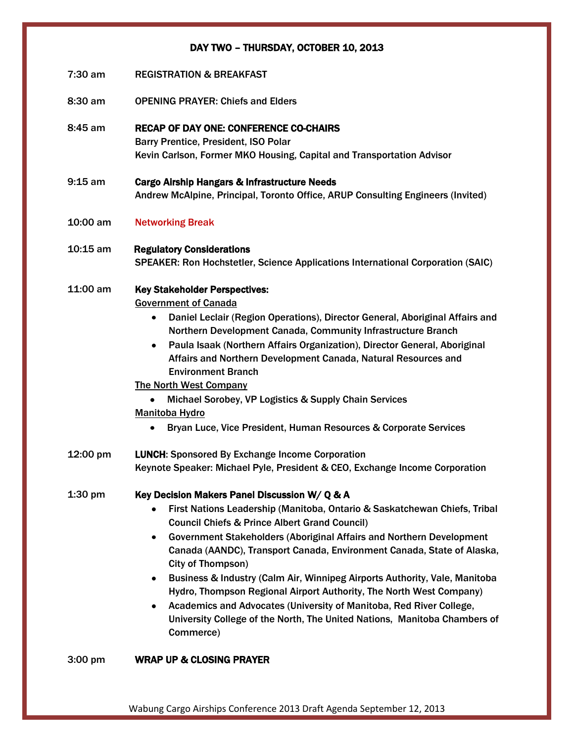## DAY TWO – THURSDAY, OCTOBER 10, 2013

**7:30 am** REGISTRATION & BREAKFAST

**8:30 am** OPENING PRAYER: Chiefs and Elders

**8:45 am** **RECAP OF DAY ONE: CONFERENCE CO-CHAIRS**
Barry Prentice, President, ISO Polar
Kevin Carlson, Former MKO Housing, Capital and Transportation Advisor

**9:15 am** **Cargo Airship Hangars & Infrastructure Needs**
Andrew McAlpine, Principal, Toronto Office, ARUP Consulting Engineers (Invited)

**10:00 am** Networking Break

**10:15 am** **Regulatory Considerations**
SPEAKER: Ron Hochstetler, Science Applications International Corporation (SAIC)

**11:00 am** **Key Stakeholder Perspectives:**

Government of Canada

- Daniel Leclair (Region Operations), Director General, Aboriginal Affairs and Northern Development Canada, Community Infrastructure Branch
- Paula Isaak (Northern Affairs Organization), Director General, Aboriginal Affairs and Northern Development Canada, Natural Resources and Environment Branch

The North West Company

- Michael Sorobey, VP Logistics & Supply Chain Services

Manitoba Hydro

- Bryan Luce, Vice President, Human Resources & Corporate Services

**12:00 pm** **LUNCH**: Sponsored By Exchange Income Corporation
Keynote Speaker: Michael Pyle, President & CEO, Exchange Income Corporation

**1:30 pm** **Key Decision Makers Panel Discussion W/ Q & A**

- First Nations Leadership (Manitoba, Ontario & Saskatchewan Chiefs, Tribal Council Chiefs & Prince Albert Grand Council)
- Government Stakeholders (Aboriginal Affairs and Northern Development Canada (AANDC), Transport Canada, Environment Canada, State of Alaska, City of Thompson)
- Business & Industry (Calm Air, Winnipeg Airports Authority, Vale, Manitoba Hydro, Thompson Regional Airport Authority, The North West Company)
- Academics and Advocates (University of Manitoba, Red River College, University College of the North, The United Nations, Manitoba Chambers of Commerce)

**3:00 pm** **WRAP UP & CLOSING PRAYER**

Wabung Cargo Airships Conference 2013 Draft Agenda September 12, 2013